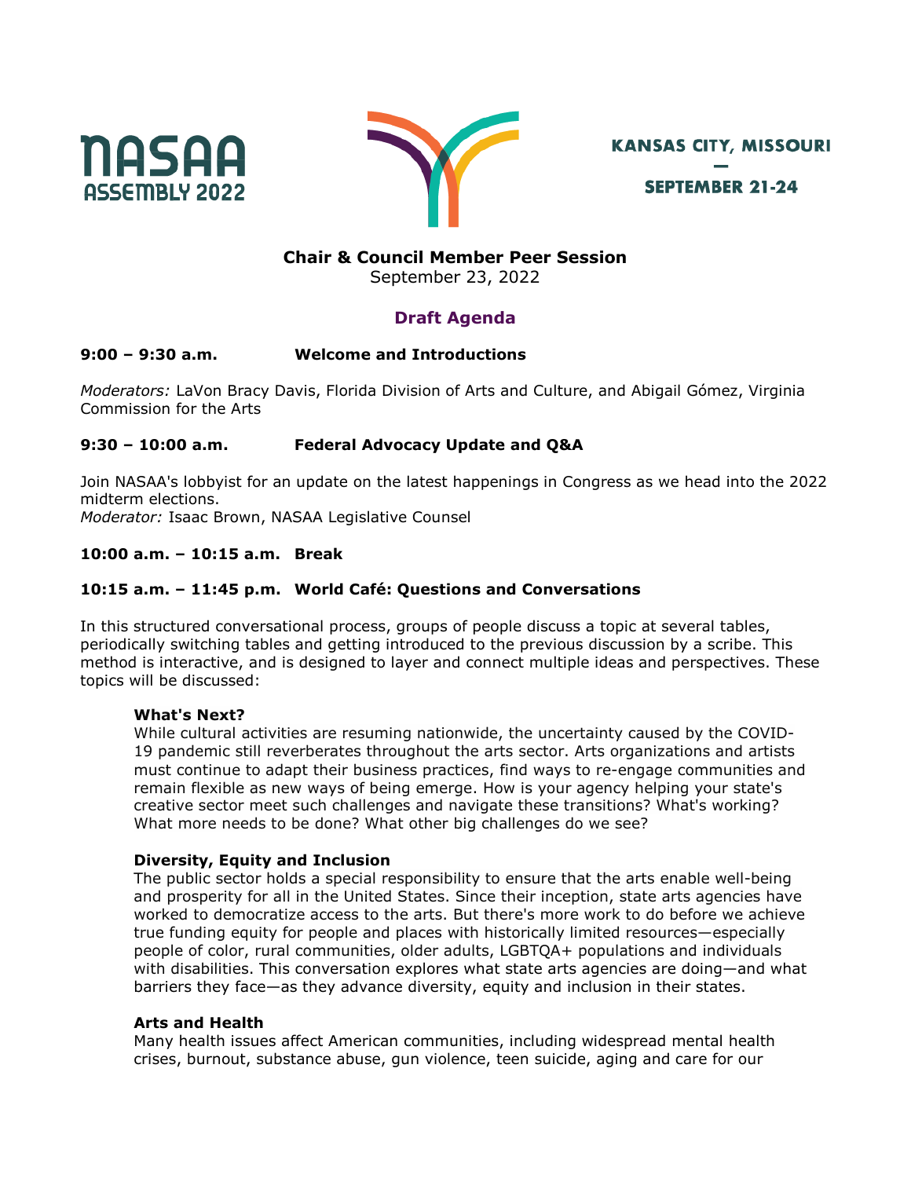NASAA ASSEMBLY 2022

KANSAS CITY, MISSOURI

—

SEPTEMBER 21-24

## Chair & Council Member Peer Session

September 23, 2022

### Draft Agenda

**9:00 – 9:30 a.m. Welcome and Introductions**

*Moderators:* LaVon Bracy Davis, Florida Division of Arts and Culture, and Abigail Gómez, Virginia Commission for the Arts

**9:30 – 10:00 a.m. Federal Advocacy Update and Q&A**

Join NASAA's lobbyist for an update on the latest happenings in Congress as we head into the 2022 midterm elections.
*Moderator:* Isaac Brown, NASAA Legislative Counsel

**10:00 a.m. – 10:15 a.m. Break**

**10:15 a.m. – 11:45 p.m. World Café: Questions and Conversations**

In this structured conversational process, groups of people discuss a topic at several tables, periodically switching tables and getting introduced to the previous discussion by a scribe. This method is interactive, and is designed to layer and connect multiple ideas and perspectives. These topics will be discussed:

**What's Next?**
While cultural activities are resuming nationwide, the uncertainty caused by the COVID-19 pandemic still reverberates throughout the arts sector. Arts organizations and artists must continue to adapt their business practices, find ways to re-engage communities and remain flexible as new ways of being emerge. How is your agency helping your state's creative sector meet such challenges and navigate these transitions? What's working? What more needs to be done? What other big challenges do we see?

**Diversity, Equity and Inclusion**
The public sector holds a special responsibility to ensure that the arts enable well-being and prosperity for all in the United States. Since their inception, state arts agencies have worked to democratize access to the arts. But there's more work to do before we achieve true funding equity for people and places with historically limited resources—especially people of color, rural communities, older adults, LGBTQA+ populations and individuals with disabilities. This conversation explores what state arts agencies are doing—and what barriers they face—as they advance diversity, equity and inclusion in their states.

**Arts and Health**
Many health issues affect American communities, including widespread mental health crises, burnout, substance abuse, gun violence, teen suicide, aging and care for our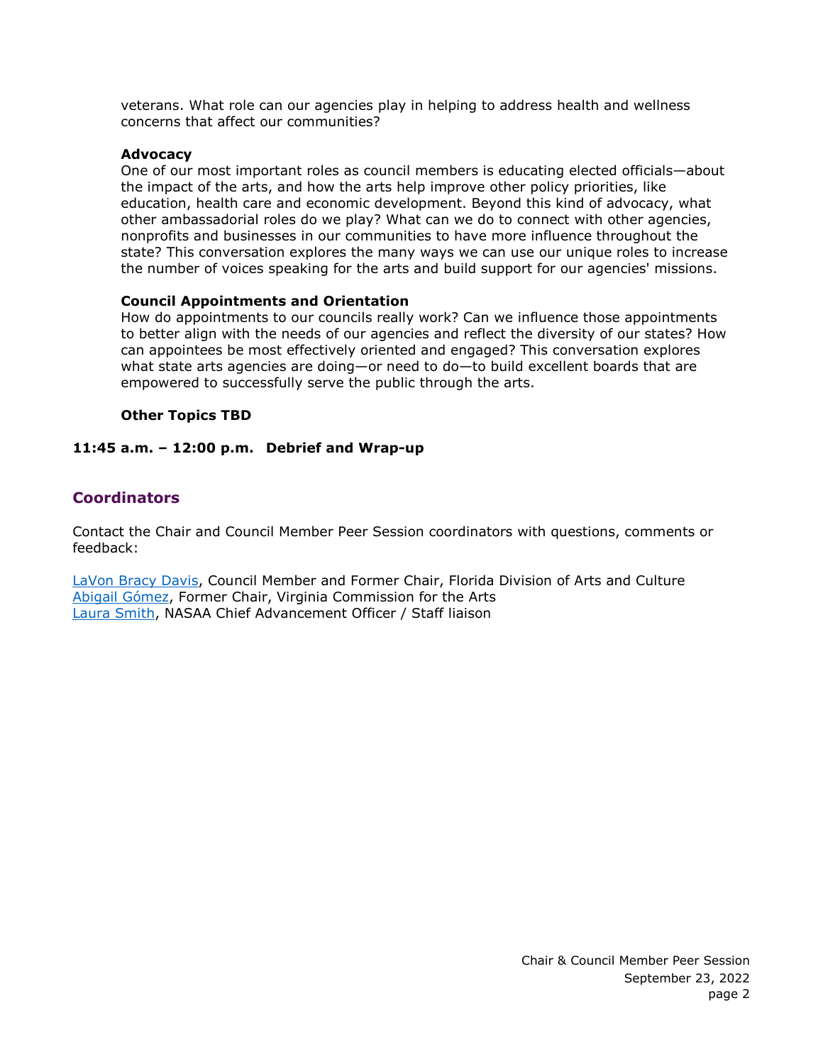veterans. What role can our agencies play in helping to address health and wellness concerns that affect our communities?

**Advocacy**
One of our most important roles as council members is educating elected officials—about the impact of the arts, and how the arts help improve other policy priorities, like education, health care and economic development. Beyond this kind of advocacy, what other ambassadorial roles do we play? What can we do to connect with other agencies, nonprofits and businesses in our communities to have more influence throughout the state? This conversation explores the many ways we can use our unique roles to increase the number of voices speaking for the arts and build support for our agencies' missions.

**Council Appointments and Orientation**
How do appointments to our councils really work? Can we influence those appointments to better align with the needs of our agencies and reflect the diversity of our states? How can appointees be most effectively oriented and engaged? This conversation explores what state arts agencies are doing—or need to do—to build excellent boards that are empowered to successfully serve the public through the arts.

**Other Topics TBD**

**11:45 a.m. – 12:00 p.m. Debrief and Wrap-up**

## Coordinators

Contact the Chair and Council Member Peer Session coordinators with questions, comments or feedback:

LaVon Bracy Davis, Council Member and Former Chair, Florida Division of Arts and Culture
Abigail Gómez, Former Chair, Virginia Commission for the Arts
Laura Smith, NASAA Chief Advancement Officer / Staff liaison